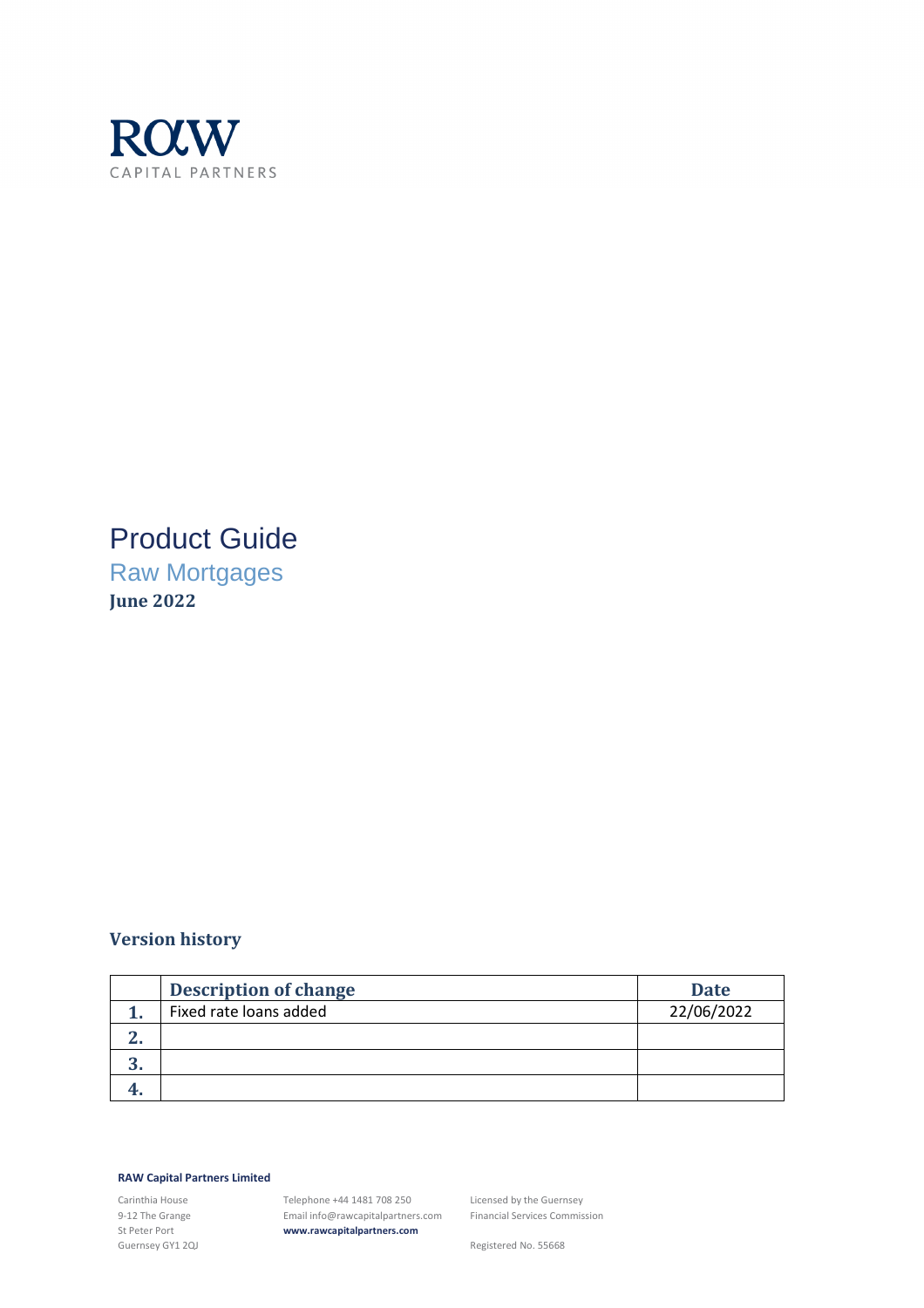RAW
CAPITAL PARTNERS

# Product Guide

## Raw Mortgages

**June 2022**

### Version history

| | Description of change | Date |
|---|---|---|
| 1. | Fixed rate loans added | 22/06/2022 |
| 2. | | |
| 3. | | |
| 4. | | |

**RAW Capital Partners Limited**

Carinthia House
9-12 The Grange
St Peter Port
Guernsey GY1 2QJ

Telephone +44 1481 708 250
Email info@rawcapitalpartners.com
**www.rawcapitalpartners.com**

Licensed by the Guernsey
Financial Services Commission

Registered No. 55668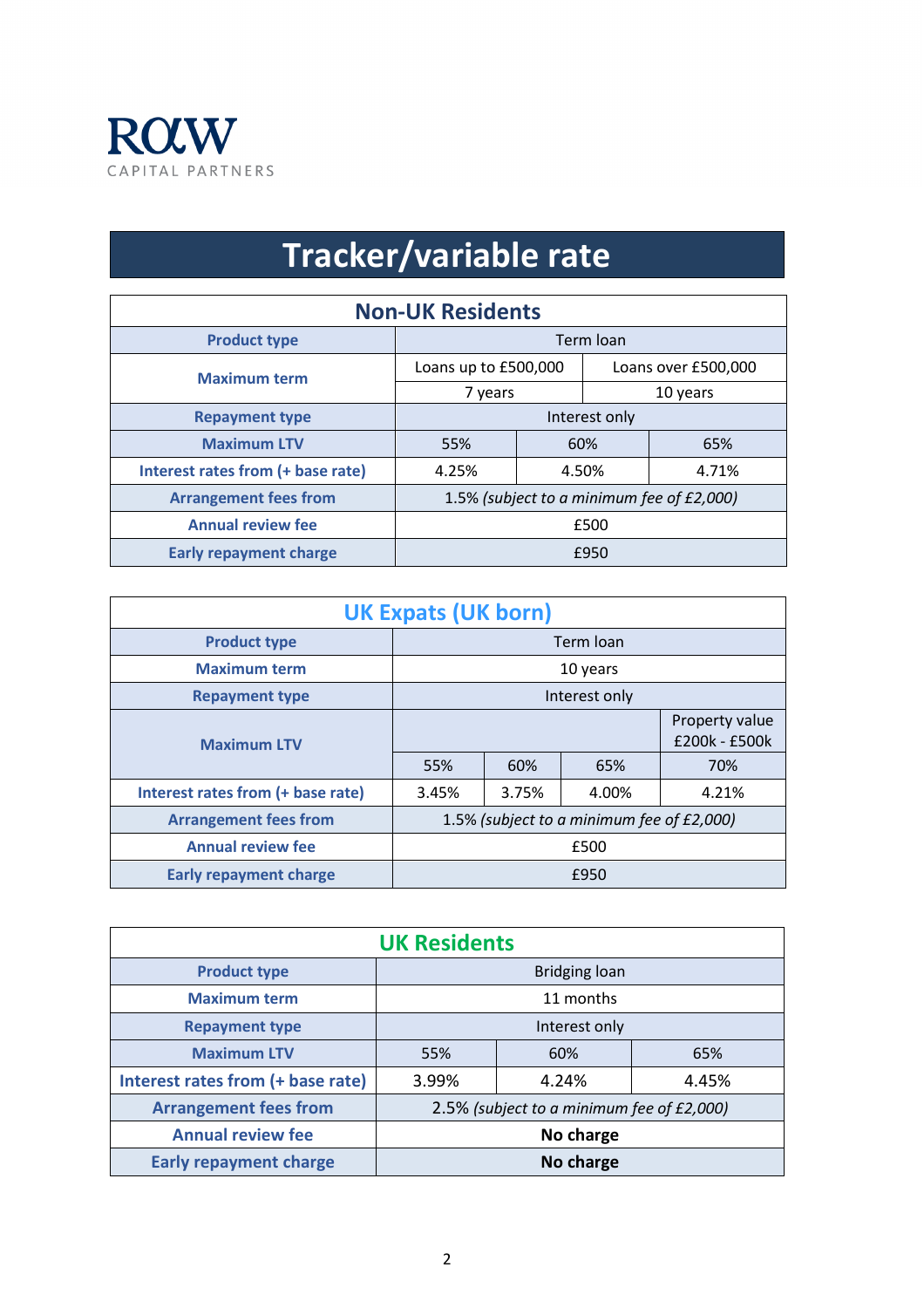ROW CAPITAL PARTNERS

# Tracker/variable rate

## Non-UK Residents

| | | | |
|---|---|---|---|
| **Product type** | Term loan | | |
| **Maximum term** | Loans up to £500,000 | Loans over £500,000 | |
| | 7 years | 10 years | |
| **Repayment type** | Interest only | | |
| **Maximum LTV** | 55% | 60% | 65% |
| **Interest rates from (+ base rate)** | 4.25% | 4.50% | 4.71% |
| **Arrangement fees from** | 1.5% *(subject to a minimum fee of £2,000)* | | |
| **Annual review fee** | £500 | | |
| **Early repayment charge** | £950 | | |

## UK Expats (UK born)

| | | | | |
|---|---|---|---|---|
| **Product type** | Term loan | | | |
| **Maximum term** | 10 years | | | |
| **Repayment type** | Interest only | | | |
| **Maximum LTV** | | | | Property value £200k - £500k |
| | 55% | 60% | 65% | 70% |
| **Interest rates from (+ base rate)** | 3.45% | 3.75% | 4.00% | 4.21% |
| **Arrangement fees from** | 1.5% *(subject to a minimum fee of £2,000)* | | | |
| **Annual review fee** | £500 | | | |
| **Early repayment charge** | £950 | | | |

## UK Residents

| | | | |
|---|---|---|---|
| **Product type** | Bridging loan | | |
| **Maximum term** | 11 months | | |
| **Repayment type** | Interest only | | |
| **Maximum LTV** | 55% | 60% | 65% |
| **Interest rates from (+ base rate)** | 3.99% | 4.24% | 4.45% |
| **Arrangement fees from** | 2.5% *(subject to a minimum fee of £2,000)* | | |
| **Annual review fee** | **No charge** | | |
| **Early repayment charge** | **No charge** | | |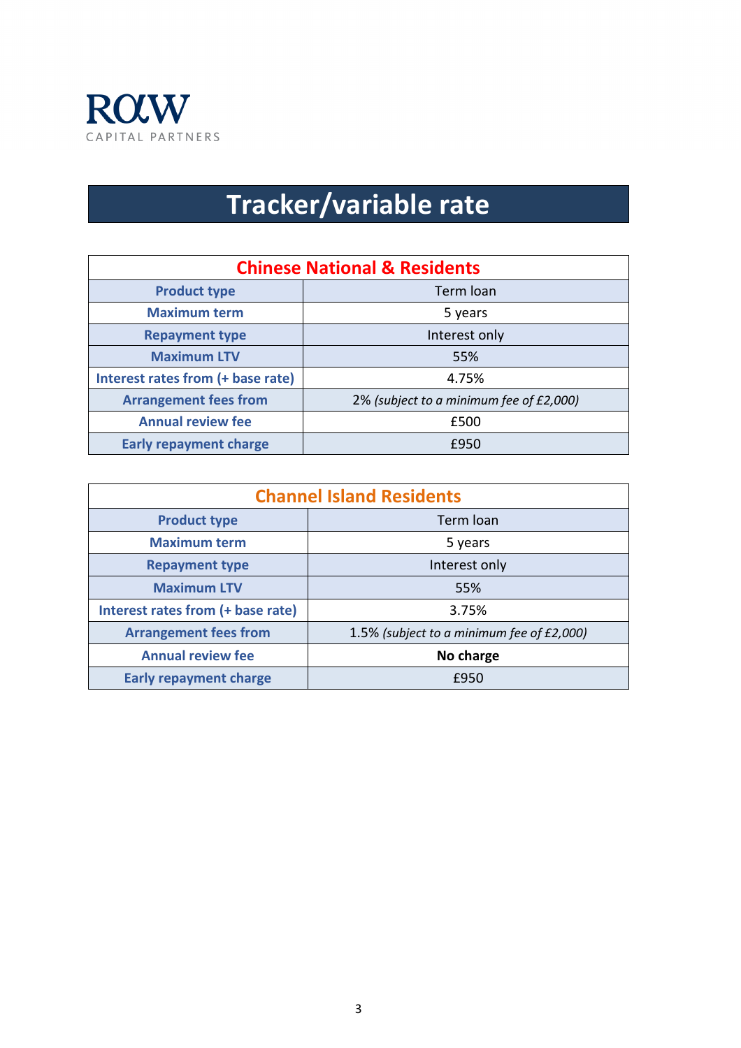ROW
CAPITAL PARTNERS

# Tracker/variable rate

| Chinese National & Residents | |
|---|---|
| **Product type** | Term loan |
| **Maximum term** | 5 years |
| **Repayment type** | Interest only |
| **Maximum LTV** | 55% |
| **Interest rates from (+ base rate)** | 4.75% |
| **Arrangement fees from** | 2% *(subject to a minimum fee of £2,000)* |
| **Annual review fee** | £500 |
| **Early repayment charge** | £950 |

| Channel Island Residents | |
|---|---|
| **Product type** | Term loan |
| **Maximum term** | 5 years |
| **Repayment type** | Interest only |
| **Maximum LTV** | 55% |
| **Interest rates from (+ base rate)** | 3.75% |
| **Arrangement fees from** | 1.5% *(subject to a minimum fee of £2,000)* |
| **Annual review fee** | **No charge** |
| **Early repayment charge** | £950 |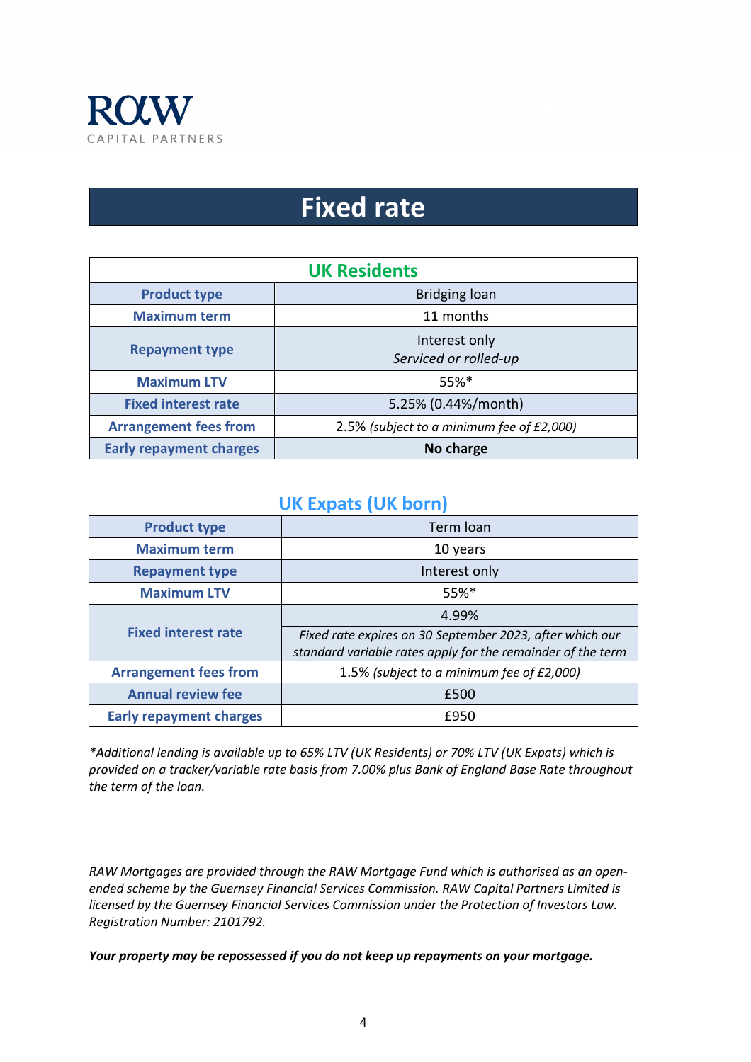RAW

CAPITAL PARTNERS

# Fixed rate

| UK Residents | |
|---|---|
| **Product type** | Bridging loan |
| **Maximum term** | 11 months |
| **Repayment type** | Interest only *Serviced or rolled-up* |
| **Maximum LTV** | 55%* |
| **Fixed interest rate** | 5.25% (0.44%/month) |
| **Arrangement fees from** | 2.5% *(subject to a minimum fee of £2,000)* |
| **Early repayment charges** | **No charge** |

| UK Expats (UK born) | |
|---|---|
| **Product type** | Term loan |
| **Maximum term** | 10 years |
| **Repayment type** | Interest only |
| **Maximum LTV** | 55%* |
| **Fixed interest rate** | 4.99% *Fixed rate expires on 30 September 2023, after which our standard variable rates apply for the remainder of the term* |
| **Arrangement fees from** | 1.5% *(subject to a minimum fee of £2,000)* |
| **Annual review fee** | £500 |
| **Early repayment charges** | £950 |

*\*Additional lending is available up to 65% LTV (UK Residents) or 70% LTV (UK Expats) which is provided on a tracker/variable rate basis from 7.00% plus Bank of England Base Rate throughout the term of the loan.*

*RAW Mortgages are provided through the RAW Mortgage Fund which is authorised as an open-ended scheme by the Guernsey Financial Services Commission. RAW Capital Partners Limited is licensed by the Guernsey Financial Services Commission under the Protection of Investors Law. Registration Number: 2101792.*

***Your property may be repossessed if you do not keep up repayments on your mortgage.***